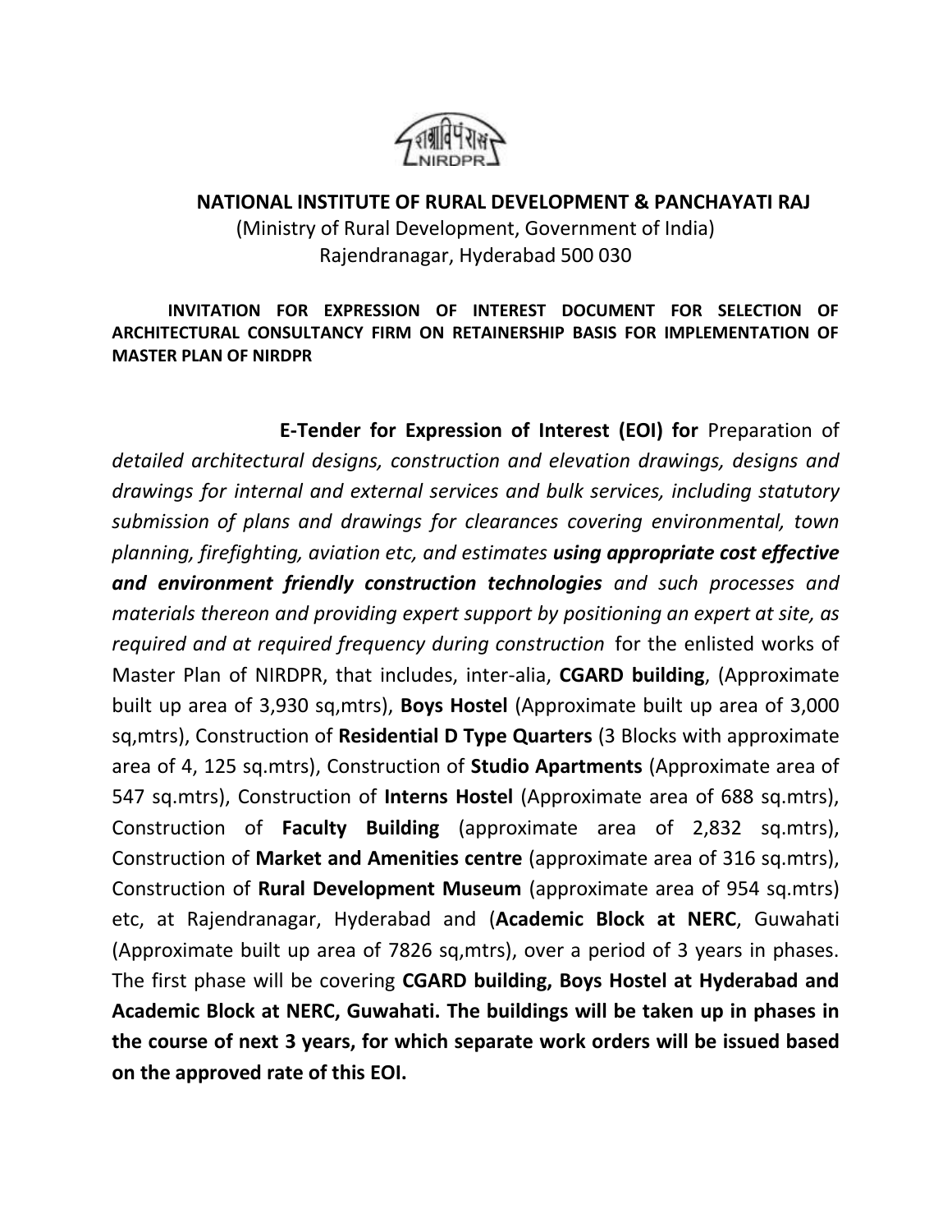## NATIONAL INSTITUTE OF RURAL DEVELOPMENT & PANCHAYATI RAJ

(Ministry of Rural Development, Government of India)
Rajendranagar, Hyderabad 500 030

**INVITATION FOR EXPRESSION OF INTEREST DOCUMENT FOR SELECTION OF ARCHITECTURAL CONSULTANCY FIRM ON RETAINERSHIP BASIS FOR IMPLEMENTATION OF MASTER PLAN OF NIRDPR**

**E-Tender for Expression of Interest (EOI) for** Preparation of *detailed architectural designs, construction and elevation drawings, designs and drawings for internal and external services and bulk services, including statutory submission of plans and drawings for clearances covering environmental, town planning, firefighting, aviation etc, and estimates* ***using appropriate cost effective and environment friendly construction technologies*** *and such processes and materials thereon and providing expert support by positioning an expert at site, as required and at required frequency during construction* for the enlisted works of Master Plan of NIRDPR, that includes, inter-alia, **CGARD building**, (Approximate built up area of 3,930 sq,mtrs), **Boys Hostel** (Approximate built up area of 3,000 sq,mtrs), Construction of **Residential D Type Quarters** (3 Blocks with approximate area of 4, 125 sq.mtrs), Construction of **Studio Apartments** (Approximate area of 547 sq.mtrs), Construction of **Interns Hostel** (Approximate area of 688 sq.mtrs), Construction of **Faculty Building** (approximate area of 2,832 sq.mtrs), Construction of **Market and Amenities centre** (approximate area of 316 sq.mtrs), Construction of **Rural Development Museum** (approximate area of 954 sq.mtrs) etc, at Rajendranagar, Hyderabad and (**Academic Block at NERC**, Guwahati (Approximate built up area of 7826 sq,mtrs), over a period of 3 years in phases. The first phase will be covering **CGARD building, Boys Hostel at Hyderabad and Academic Block at NERC, Guwahati. The buildings will be taken up in phases in the course of next 3 years, for which separate work orders will be issued based on the approved rate of this EOI.**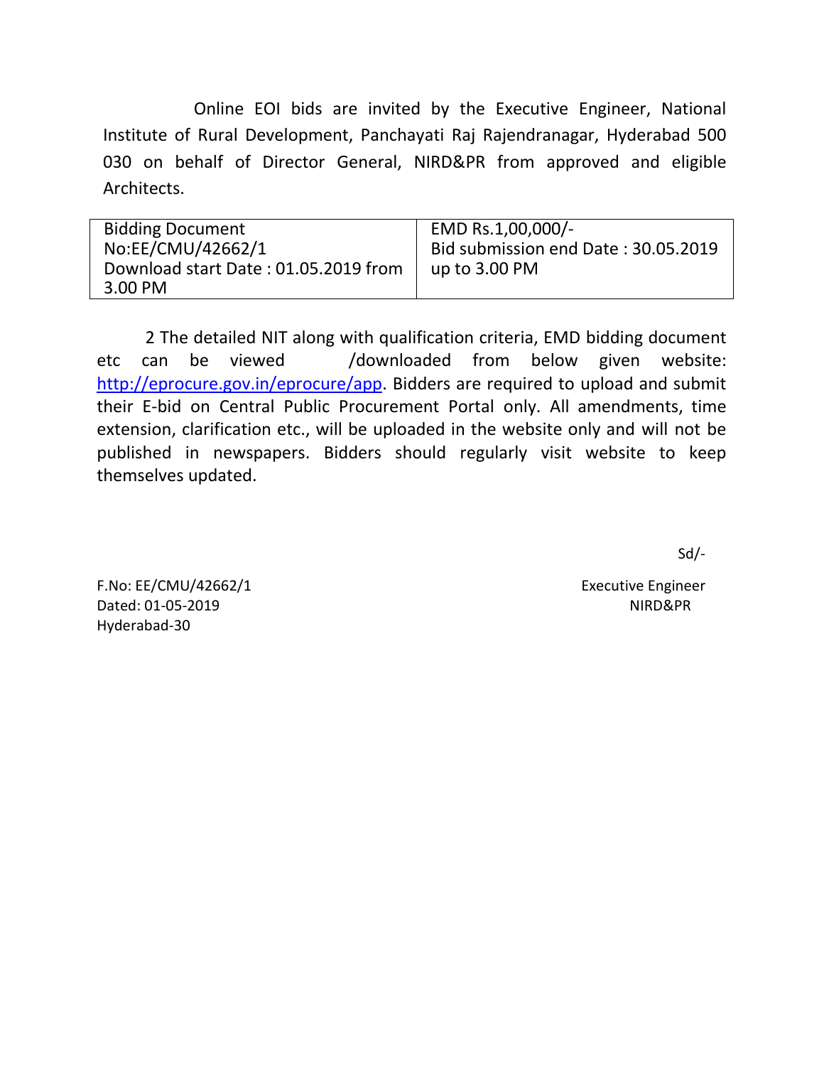Online EOI bids are invited by the Executive Engineer, National Institute of Rural Development, Panchayati Raj Rajendranagar, Hyderabad 500 030 on behalf of Director General, NIRD&PR from approved and eligible Architects.

| | |
|---|---|
| Bidding Document No:EE/CMU/42662/1<br>Download start Date : 01.05.2019 from 3.00 PM | EMD Rs.1,00,000/-<br>Bid submission end Date : 30.05.2019 up to 3.00 PM |

2 The detailed NIT along with qualification criteria, EMD bidding document etc can be viewed /downloaded from below given website: http://eprocure.gov.in/eprocure/app. Bidders are required to upload and submit their E-bid on Central Public Procurement Portal only. All amendments, time extension, clarification etc., will be uploaded in the website only and will not be published in newspapers. Bidders should regularly visit website to keep themselves updated.

Sd/-

Executive Engineer
NIRD&PR

F.No: EE/CMU/42662/1
Dated: 01-05-2019
Hyderabad-30